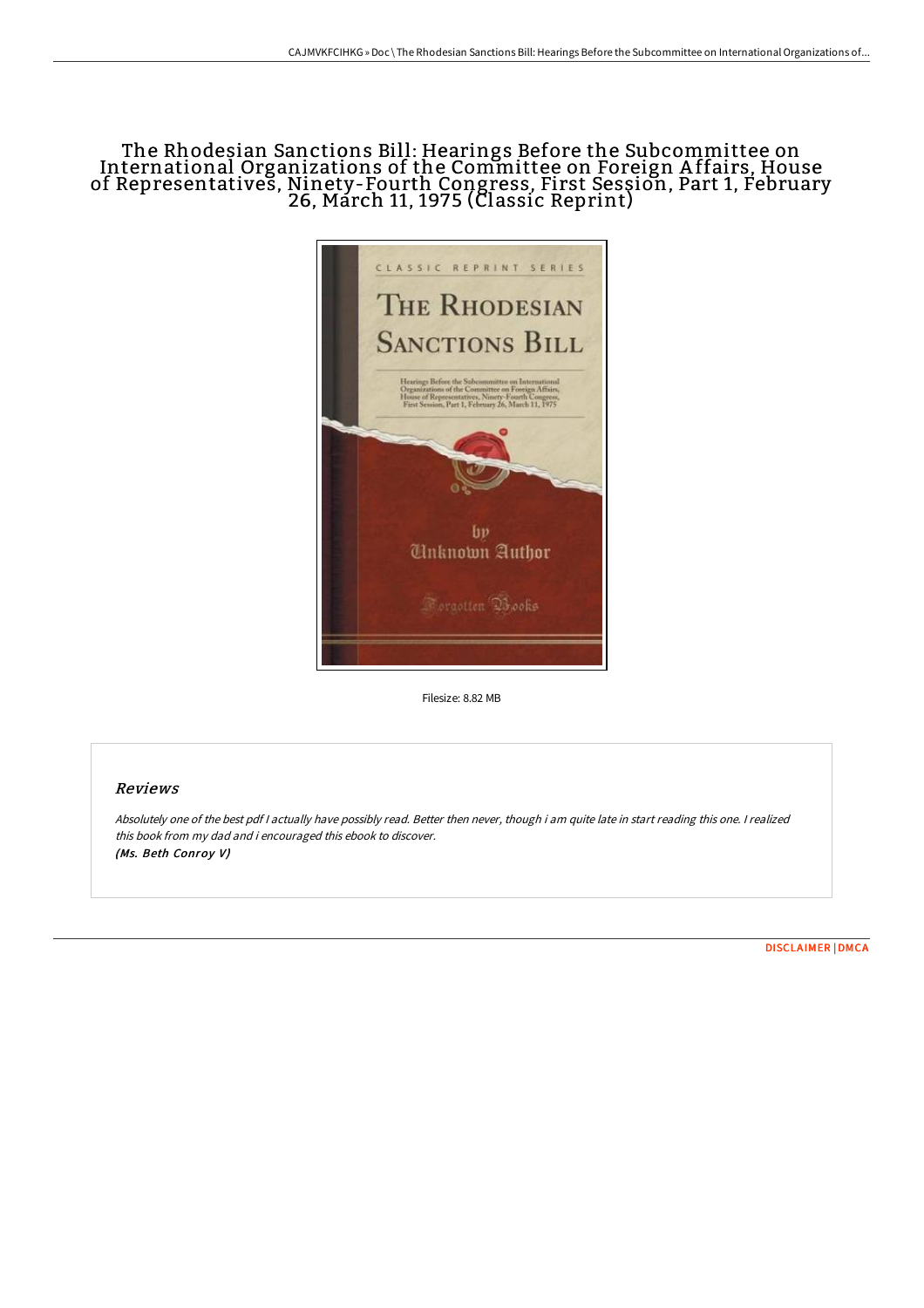# The Rhodesian Sanctions Bill: Hearings Before the Subcommittee on International Organizations of the Committee on Foreign Affairs, House of Representatives, Ninety-Fourth Congress, First Session, Part 1, February 26, March 11, 1975 (Classic Reprint)

Filesize: 8.82 MB

## Reviews

*Absolutely one of the best pdf I actually have possibly read. Better then never, though i am quite late in start reading this one. I realized this book from my dad and i encouraged this ebook to discover.*
***(Ms. Beth Conroy V)***

DISCLAIMER | DMCA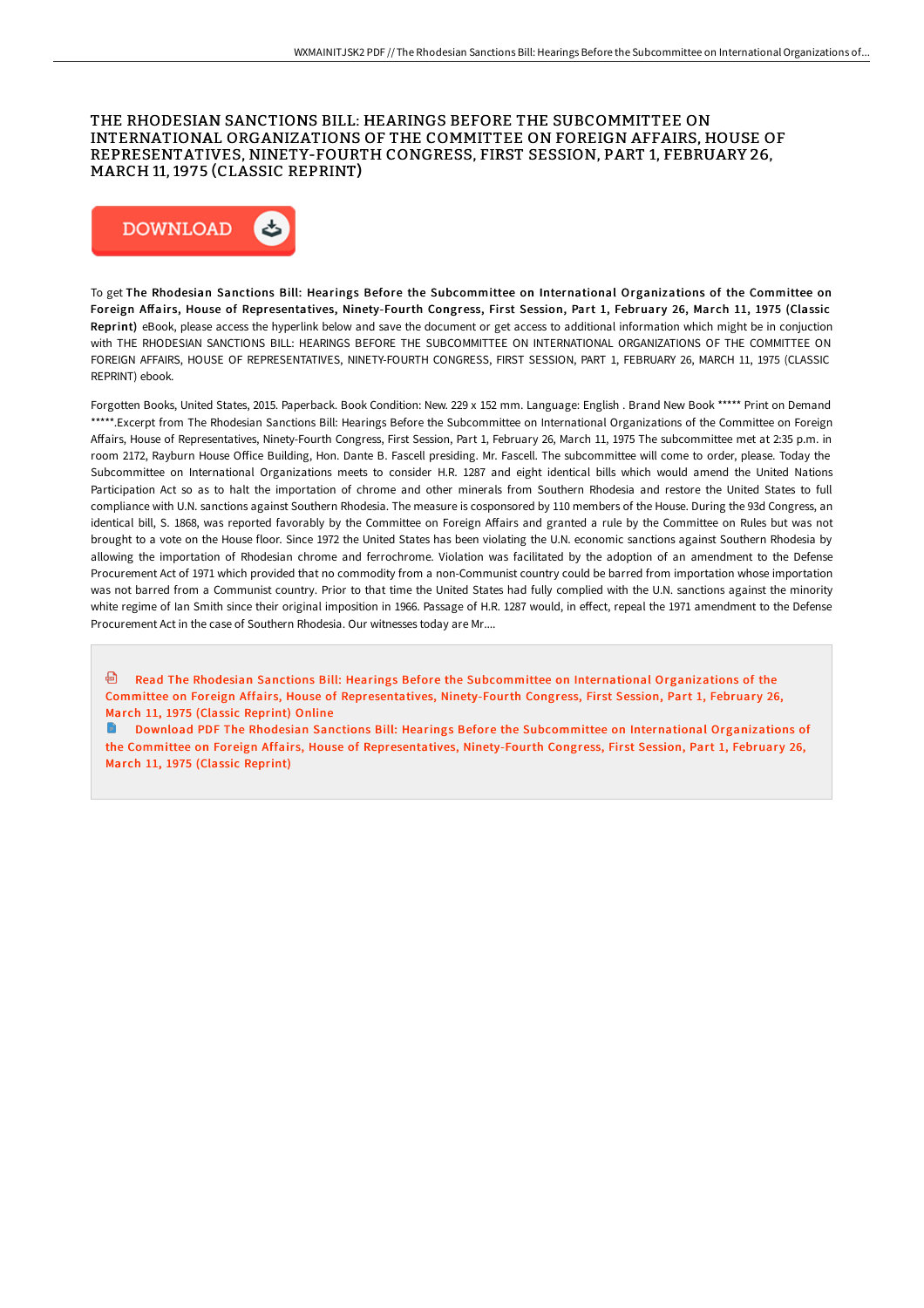# THE RHODESIAN SANCTIONS BILL: HEARINGS BEFORE THE SUBCOMMITTEE ON INTERNATIONAL ORGANIZATIONS OF THE COMMITTEE ON FOREIGN AFFAIRS, HOUSE OF REPRESENTATIVES, NINETY-FOURTH CONGRESS, FIRST SESSION, PART 1, FEBRUARY 26, MARCH 11, 1975 (CLASSIC REPRINT)

DOWNLOAD

To get **The Rhodesian Sanctions Bill: Hearings Before the Subcommittee on International Organizations of the Committee on Foreign Affairs, House of Representatives, Ninety-Fourth Congress, First Session, Part 1, February 26, March 11, 1975 (Classic Reprint)** eBook, please access the hyperlink below and save the document or get access to additional information which might be in conjuction with THE RHODESIAN SANCTIONS BILL: HEARINGS BEFORE THE SUBCOMMITTEE ON INTERNATIONAL ORGANIZATIONS OF THE COMMITTEE ON FOREIGN AFFAIRS, HOUSE OF REPRESENTATIVES, NINETY-FOURTH CONGRESS, FIRST SESSION, PART 1, FEBRUARY 26, MARCH 11, 1975 (CLASSIC REPRINT) ebook.

Forgotten Books, United States, 2015. Paperback. Book Condition: New. 229 x 152 mm. Language: English . Brand New Book ***** Print on Demand *****.Excerpt from The Rhodesian Sanctions Bill: Hearings Before the Subcommittee on International Organizations of the Committee on Foreign Affairs, House of Representatives, Ninety-Fourth Congress, First Session, Part 1, February 26, March 11, 1975 The subcommittee met at 2:35 p.m. in room 2172, Rayburn House Office Building, Hon. Dante B. Fascell presiding. Mr. Fascell. The subcommittee will come to order, please. Today the Subcommittee on International Organizations meets to consider H.R. 1287 and eight identical bills which would amend the United Nations Participation Act so as to halt the importation of chrome and other minerals from Southern Rhodesia and restore the United States to full compliance with U.N. sanctions against Southern Rhodesia. The measure is cosponsored by 110 members of the House. During the 93d Congress, an identical bill, S. 1868, was reported favorably by the Committee on Foreign Affairs and granted a rule by the Committee on Rules but was not brought to a vote on the House floor. Since 1972 the United States has been violating the U.N. economic sanctions against Southern Rhodesia by allowing the importation of Rhodesian chrome and ferrochrome. Violation was facilitated by the adoption of an amendment to the Defense Procurement Act of 1971 which provided that no commodity from a non-Communist country could be barred from importation whose importation was not barred from a Communist country. Prior to that time the United States had fully complied with the U.N. sanctions against the minority white regime of Ian Smith since their original imposition in 1966. Passage of H.R. 1287 would, in effect, repeal the 1971 amendment to the Defense Procurement Act in the case of Southern Rhodesia. Our witnesses today are Mr....

Read The Rhodesian Sanctions Bill: Hearings Before the Subcommittee on International Organizations of the Committee on Foreign Affairs, House of Representatives, Ninety-Fourth Congress, First Session, Part 1, February 26, March 11, 1975 (Classic Reprint) Online

Download PDF The Rhodesian Sanctions Bill: Hearings Before the Subcommittee on International Organizations of the Committee on Foreign Affairs, House of Representatives, Ninety-Fourth Congress, First Session, Part 1, February 26, March 11, 1975 (Classic Reprint)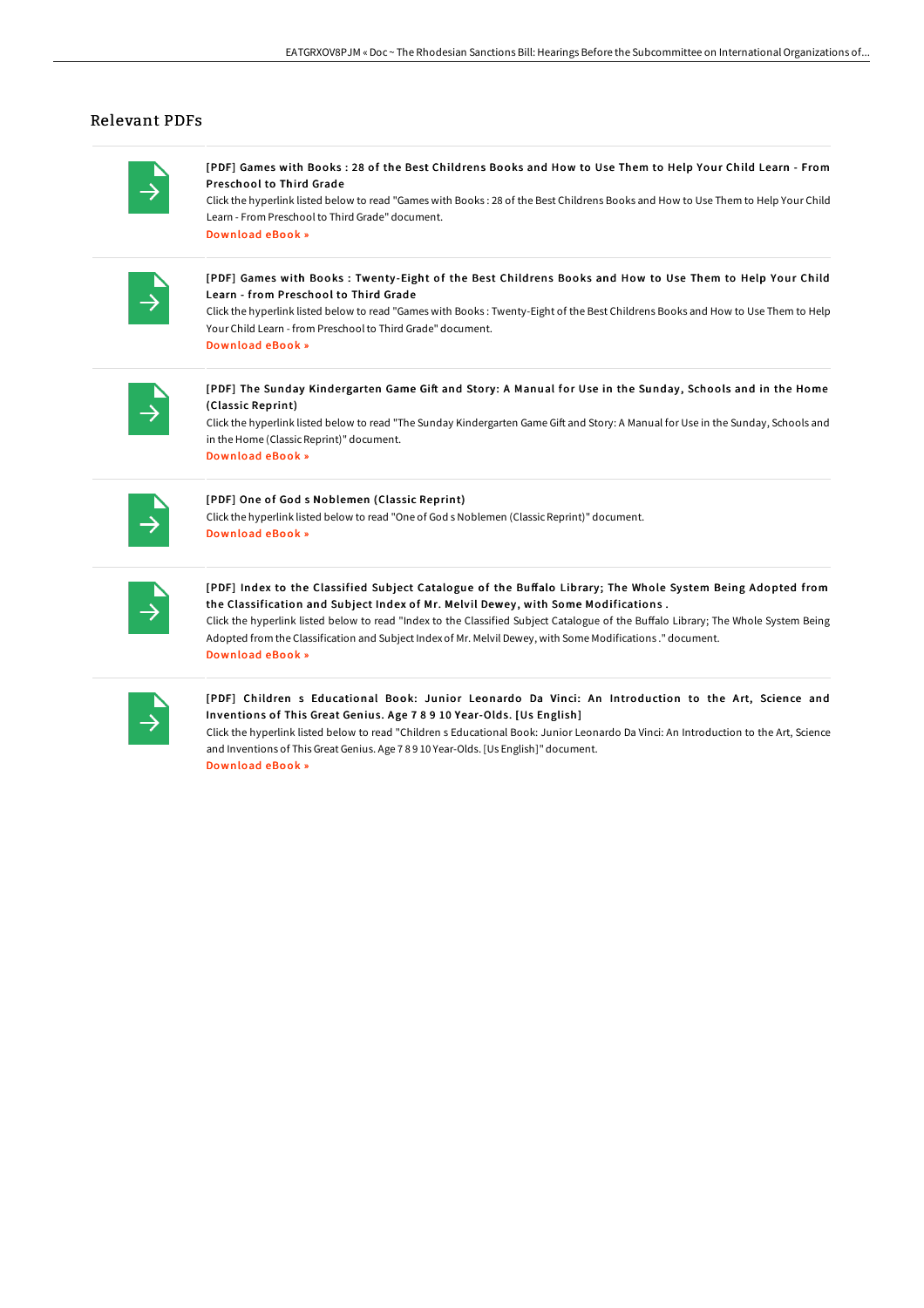## Relevant PDFs

[PDF] Games with Books : 28 of the Best Childrens Books and How to Use Them to Help Your Child Learn - From Preschool to Third Grade

Click the hyperlink listed below to read "Games with Books : 28 of the Best Childrens Books and How to Use Them to Help Your Child Learn - From Preschool to Third Grade" document.

Download eBook »

[PDF] Games with Books : Twenty-Eight of the Best Childrens Books and How to Use Them to Help Your Child Learn - from Preschool to Third Grade

Click the hyperlink listed below to read "Games with Books : Twenty-Eight of the Best Childrens Books and How to Use Them to Help Your Child Learn - from Preschool to Third Grade" document.

Download eBook »

[PDF] The Sunday Kindergarten Game Gift and Story: A Manual for Use in the Sunday, Schools and in the Home (Classic Reprint)

Click the hyperlink listed below to read "The Sunday Kindergarten Game Gift and Story: A Manual for Use in the Sunday, Schools and in the Home (Classic Reprint)" document.

Download eBook »

[PDF] One of God s Noblemen (Classic Reprint)

Click the hyperlink listed below to read "One of God s Noblemen (Classic Reprint)" document.

Download eBook »

[PDF] Index to the Classified Subject Catalogue of the Buffalo Library; The Whole System Being Adopted from the Classification and Subject Index of Mr. Melvil Dewey, with Some Modifications .

Click the hyperlink listed below to read "Index to the Classified Subject Catalogue of the Buffalo Library; The Whole System Being Adopted from the Classification and Subject Index of Mr. Melvil Dewey, with Some Modifications ." document.

Download eBook »

[PDF] Children s Educational Book: Junior Leonardo Da Vinci: An Introduction to the Art, Science and Inventions of This Great Genius. Age 7 8 9 10 Year-Olds. [Us English]

Click the hyperlink listed below to read "Children s Educational Book: Junior Leonardo Da Vinci: An Introduction to the Art, Science and Inventions of This Great Genius. Age 7 8 9 10 Year-Olds. [Us English]" document.

Download eBook »